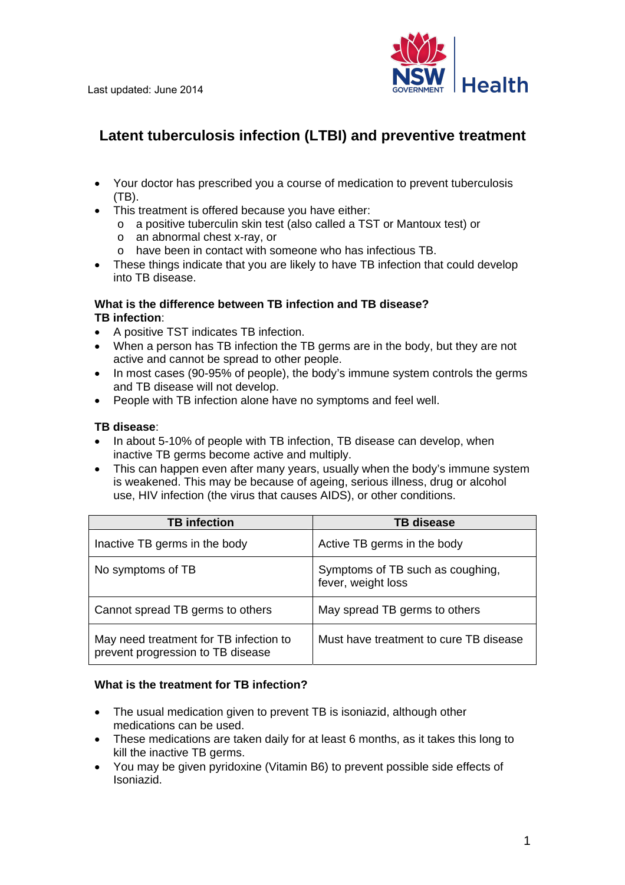Last updated: June 2014

# Latent tuberculosis infection (LTBI) and preventive treatment

- Your doctor has prescribed you a course of medication to prevent tuberculosis (TB).
- This treatment is offered because you have either:
  - a positive tuberculin skin test (also called a TST or Mantoux test) or
  - an abnormal chest x-ray, or
  - have been in contact with someone who has infectious TB.
- These things indicate that you are likely to have TB infection that could develop into TB disease.

**What is the difference between TB infection and TB disease?**

**TB infection**:

- A positive TST indicates TB infection.
- When a person has TB infection the TB germs are in the body, but they are not active and cannot be spread to other people.
- In most cases (90-95% of people), the body's immune system controls the germs and TB disease will not develop.
- People with TB infection alone have no symptoms and feel well.

**TB disease**:

- In about 5-10% of people with TB infection, TB disease can develop, when inactive TB germs become active and multiply.
- This can happen even after many years, usually when the body's immune system is weakened. This may be because of ageing, serious illness, drug or alcohol use, HIV infection (the virus that causes AIDS), or other conditions.

| TB infection | TB disease |
|---|---|
| Inactive TB germs in the body | Active TB germs in the body |
| No symptoms of TB | Symptoms of TB such as coughing, fever, weight loss |
| Cannot spread TB germs to others | May spread TB germs to others |
| May need treatment for TB infection to prevent progression to TB disease | Must have treatment to cure TB disease |

**What is the treatment for TB infection?**

- The usual medication given to prevent TB is isoniazid, although other medications can be used.
- These medications are taken daily for at least 6 months, as it takes this long to kill the inactive TB germs.
- You may be given pyridoxine (Vitamin B6) to prevent possible side effects of Isoniazid.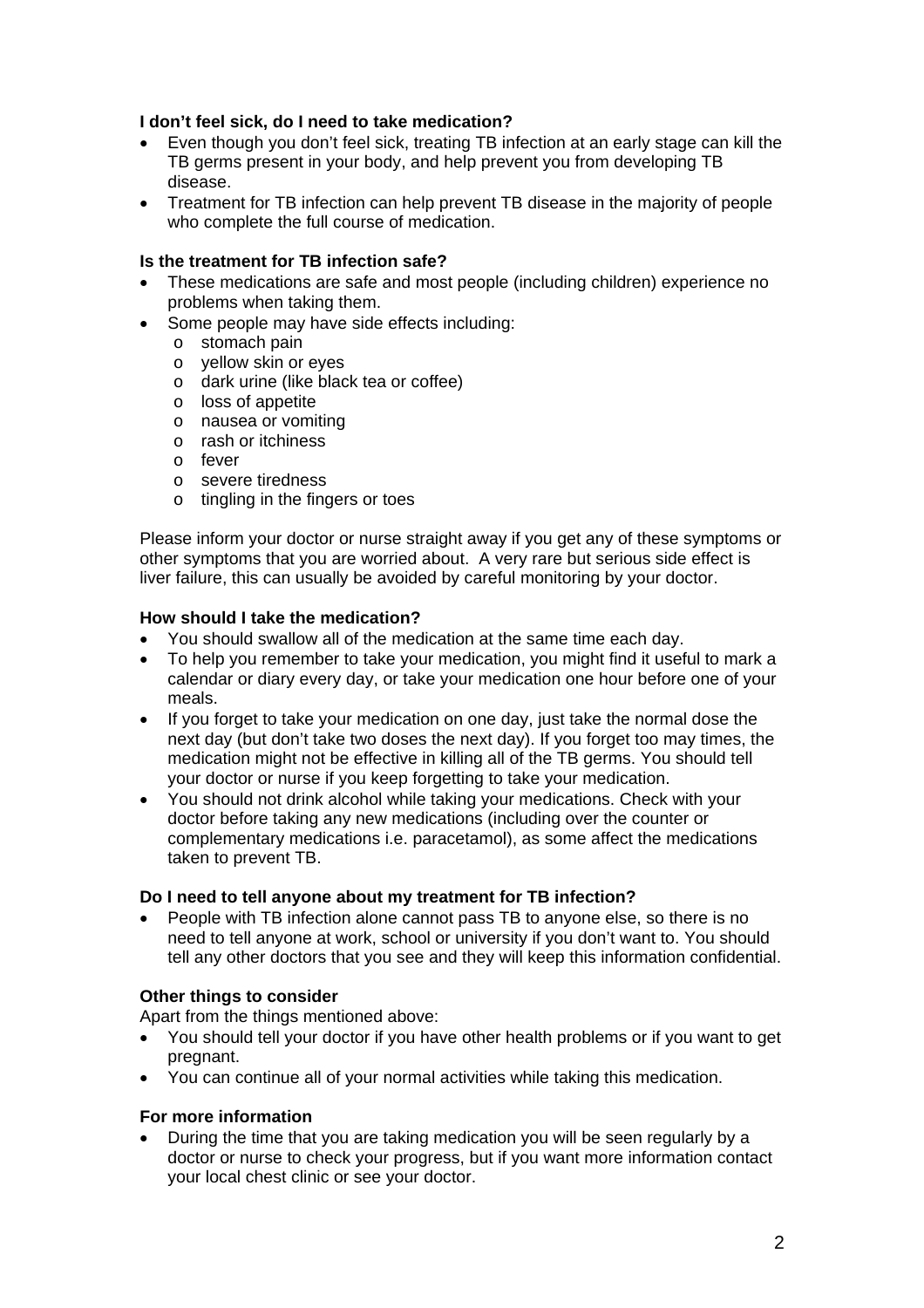**I don't feel sick, do I need to take medication?**

- Even though you don't feel sick, treating TB infection at an early stage can kill the TB germs present in your body, and help prevent you from developing TB disease.
- Treatment for TB infection can help prevent TB disease in the majority of people who complete the full course of medication.

**Is the treatment for TB infection safe?**

- These medications are safe and most people (including children) experience no problems when taking them.
- Some people may have side effects including:
  - stomach pain
  - yellow skin or eyes
  - dark urine (like black tea or coffee)
  - loss of appetite
  - nausea or vomiting
  - rash or itchiness
  - fever
  - severe tiredness
  - tingling in the fingers or toes

Please inform your doctor or nurse straight away if you get any of these symptoms or other symptoms that you are worried about. A very rare but serious side effect is liver failure, this can usually be avoided by careful monitoring by your doctor.

**How should I take the medication?**

- You should swallow all of the medication at the same time each day.
- To help you remember to take your medication, you might find it useful to mark a calendar or diary every day, or take your medication one hour before one of your meals.
- If you forget to take your medication on one day, just take the normal dose the next day (but don't take two doses the next day). If you forget too may times, the medication might not be effective in killing all of the TB germs. You should tell your doctor or nurse if you keep forgetting to take your medication.
- You should not drink alcohol while taking your medications. Check with your doctor before taking any new medications (including over the counter or complementary medications i.e. paracetamol), as some affect the medications taken to prevent TB.

**Do I need to tell anyone about my treatment for TB infection?**

- People with TB infection alone cannot pass TB to anyone else, so there is no need to tell anyone at work, school or university if you don't want to. You should tell any other doctors that you see and they will keep this information confidential.

**Other things to consider**

Apart from the things mentioned above:

- You should tell your doctor if you have other health problems or if you want to get pregnant.
- You can continue all of your normal activities while taking this medication.

**For more information**

- During the time that you are taking medication you will be seen regularly by a doctor or nurse to check your progress, but if you want more information contact your local chest clinic or see your doctor.